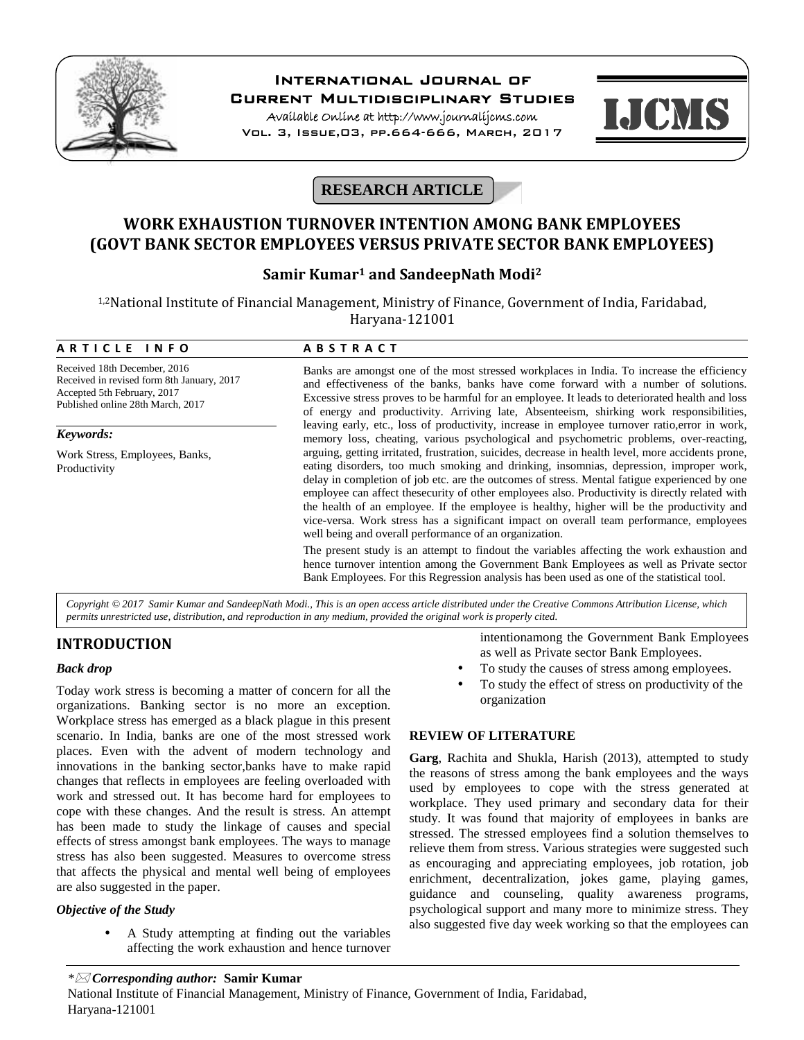# WORK EXHAUSTION TURNOVER INTENTION AMONG BANK EMPLOYEES (GOVT BANK SECTOR EMPLOYEES VERSUS PRIVATE SECTOR BANK EMPLOYEES)

**Samir Kumar[1] and SandeepNath Modi[2]**

[1,2]National Institute of Financial Management, Ministry of Finance, Government of India, Faridabad, Haryana-121001

**ARTICLE INFO**

Received 18th December, 2016
Received in revised form 8th January, 2017
Accepted 5th February, 2017
Published online 28th March, 2017

***Keywords:***

Work Stress, Employees, Banks, Productivity

**ABSTRACT**

Banks are amongst one of the most stressed workplaces in India. To increase the efficiency and effectiveness of the banks, banks have come forward with a number of solutions. Excessive stress proves to be harmful for an employee. It leads to deteriorated health and loss of energy and productivity. Arriving late, Absenteeism, shirking work responsibilities, leaving early, etc., loss of productivity, increase in employee turnover ratio,error in work, memory loss, cheating, various psychological and psychometric problems, over-reacting, arguing, getting irritated, frustration, suicides, decrease in health level, more accidents prone, eating disorders, too much smoking and drinking, insomnias, depression, improper work, delay in completion of job etc. are the outcomes of stress. Mental fatigue experienced by one employee can affect thesecurity of other employees also. Productivity is directly related with the health of an employee. If the employee is healthy, higher will be the productivity and vice-versa. Work stress has a significant impact on overall team performance, employees well being and overall performance of an organization.

The present study is an attempt to findout the variables affecting the work exhaustion and hence turnover intention among the Government Bank Employees as well as Private sector Bank Employees. For this Regression analysis has been used as one of the statistical tool.

*Copyright © 2017 Samir Kumar and SandeepNath Modi., This is an open access article distributed under the Creative Commons Attribution License, which permits unrestricted use, distribution, and reproduction in any medium, provided the original work is properly cited.*

## INTRODUCTION

### *Back drop*

Today work stress is becoming a matter of concern for all the organizations. Banking sector is no more an exception. Workplace stress has emerged as a black plague in this present scenario. In India, banks are one of the most stressed work places. Even with the advent of modern technology and innovations in the banking sector,banks have to make rapid changes that reflects in employees are feeling overloaded with work and stressed out. It has become hard for employees to cope with these changes. And the result is stress. An attempt has been made to study the linkage of causes and special effects of stress amongst bank employees. The ways to manage stress has also been suggested. Measures to overcome stress that affects the physical and mental well being of employees are also suggested in the paper.

### *Objective of the Study*

- A Study attempting at finding out the variables affecting the work exhaustion and hence turnover intentionamong the Government Bank Employees as well as Private sector Bank Employees.
- To study the causes of stress among employees.
- To study the effect of stress on productivity of the organization

### REVIEW OF LITERATURE

**Garg**, Rachita and Shukla, Harish (2013), attempted to study the reasons of stress among the bank employees and the ways used by employees to cope with the stress generated at workplace. They used primary and secondary data for their study. It was found that majority of employees in banks are stressed. The stressed employees find a solution themselves to relieve them from stress. Various strategies were suggested such as encouraging and appreciating employees, job rotation, job enrichment, decentralization, jokes game, playing games, guidance and counseling, quality awareness programs, psychological support and many more to minimize stress. They also suggested five day week working so that the employees can

*Corresponding author:* **Samir Kumar**
National Institute of Financial Management, Ministry of Finance, Government of India, Faridabad, Haryana-121001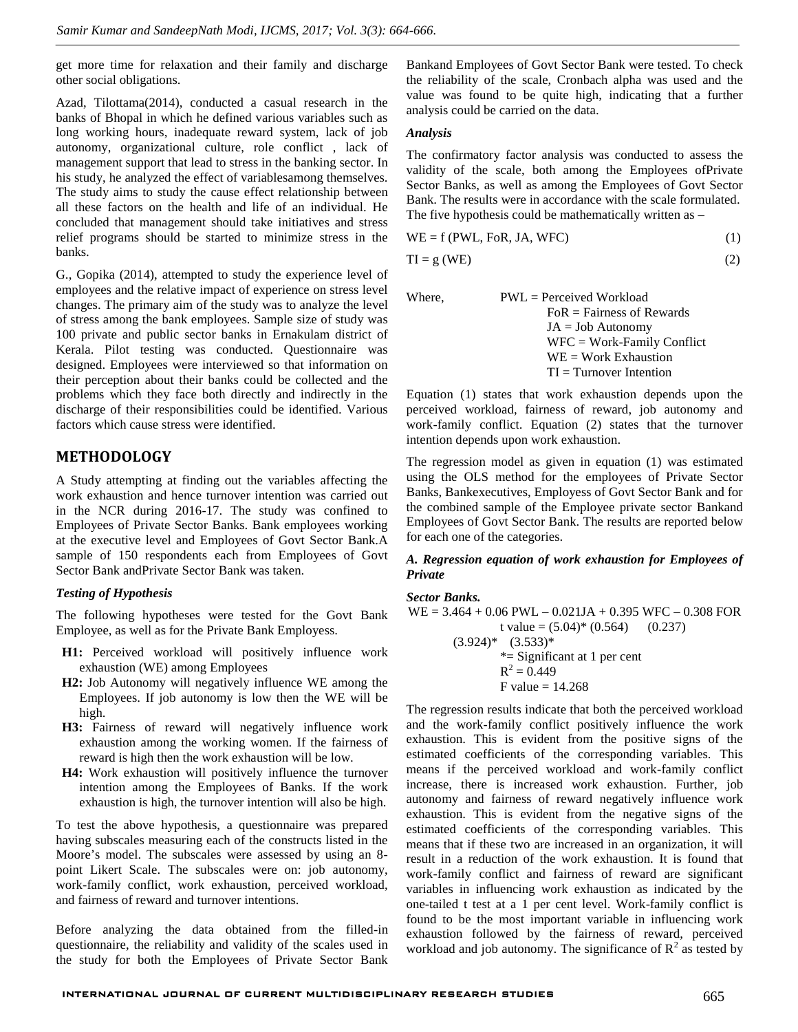get more time for relaxation and their family and discharge other social obligations.

Azad, Tilottama(2014), conducted a casual research in the banks of Bhopal in which he defined various variables such as long working hours, inadequate reward system, lack of job autonomy, organizational culture, role conflict , lack of management support that lead to stress in the banking sector. In his study, he analyzed the effect of variablesamong themselves. The study aims to study the cause effect relationship between all these factors on the health and life of an individual. He concluded that management should take initiatives and stress relief programs should be started to minimize stress in the banks.

G., Gopika (2014), attempted to study the experience level of employees and the relative impact of experience on stress level changes. The primary aim of the study was to analyze the level of stress among the bank employees. Sample size of study was 100 private and public sector banks in Ernakulam district of Kerala. Pilot testing was conducted. Questionnaire was designed. Employees were interviewed so that information on their perception about their banks could be collected and the problems which they face both directly and indirectly in the discharge of their responsibilities could be identified. Various factors which cause stress were identified.

## METHODOLOGY

A Study attempting at finding out the variables affecting the work exhaustion and hence turnover intention was carried out in the NCR during 2016-17. The study was confined to Employees of Private Sector Banks. Bank employees working at the executive level and Employees of Govt Sector Bank.A sample of 150 respondents each from Employees of Govt Sector Bank andPrivate Sector Bank was taken.

### *Testing of Hypothesis*

The following hypotheses were tested for the Govt Bank Employee, as well as for the Private Bank Employess.

- **H1:** Perceived workload will positively influence work exhaustion (WE) among Employees
- **H2:** Job Autonomy will negatively influence WE among the Employees. If job autonomy is low then the WE will be high.
- **H3:** Fairness of reward will negatively influence work exhaustion among the working women. If the fairness of reward is high then the work exhaustion will be low.
- **H4:** Work exhaustion will positively influence the turnover intention among the Employees of Banks. If the work exhaustion is high, the turnover intention will also be high.

To test the above hypothesis, a questionnaire was prepared having subscales measuring each of the constructs listed in the Moore's model. The subscales were assessed by using an 8-point Likert Scale. The subscales were on: job autonomy, work-family conflict, work exhaustion, perceived workload, and fairness of reward and turnover intentions.

Before analyzing the data obtained from the filled-in questionnaire, the reliability and validity of the scales used in the study for both the Employees of Private Sector Bank Bankand Employees of Govt Sector Bank were tested. To check the reliability of the scale, Cronbach alpha was used and the value was found to be quite high, indicating that a further analysis could be carried on the data.

### *Analysis*

The confirmatory factor analysis was conducted to assess the validity of the scale, both among the Employees ofPrivate Sector Banks, as well as among the Employees of Govt Sector Bank. The results were in accordance with the scale formulated. The five hypothesis could be mathematically written as –

$$WE = f\,(PWL, FoR, JA, WFC) \quad (1)$$

$$TI = g\,(WE) \quad (2)$$

Where,
PWL = Perceived Workload
FoR = Fairness of Rewards
JA = Job Autonomy
WFC = Work-Family Conflict
WE = Work Exhaustion
TI = Turnover Intention

Equation (1) states that work exhaustion depends upon the perceived workload, fairness of reward, job autonomy and work-family conflict. Equation (2) states that the turnover intention depends upon work exhaustion.

The regression model as given in equation (1) was estimated using the OLS method for the employees of Private Sector Banks, Bankexecutives, Employess of Govt Sector Bank and for the combined sample of the Employee private sector Bankand Employees of Govt Sector Bank. The results are reported below for each one of the categories.

### *A. Regression equation of work exhaustion for Employees of Private Sector Banks.*

$$WE = 3.464 + 0.06\,PWL - 0.021JA + 0.395\,WFC - 0.308\,FOR$$

t value = (5.04)* (0.564) (0.237) (3.924)* (3.533)*

*= Significant at 1 per cent

$R^2 = 0.449$

F value = 14.268

The regression results indicate that both the perceived workload and the work-family conflict positively influence the work exhaustion. This is evident from the positive signs of the estimated coefficients of the corresponding variables. This means if the perceived workload and work-family conflict increase, there is increased work exhaustion. Further, job autonomy and fairness of reward negatively influence work exhaustion. This is evident from the negative signs of the estimated coefficients of the corresponding variables. This means that if these two are increased in an organization, it will result in a reduction of the work exhaustion. It is found that work-family conflict and fairness of reward are significant variables in influencing work exhaustion as indicated by the one-tailed t test at a 1 per cent level. Work-family conflict is found to be the most important variable in influencing work exhaustion followed by the fairness of reward, perceived workload and job autonomy. The significance of $R^2$ as tested by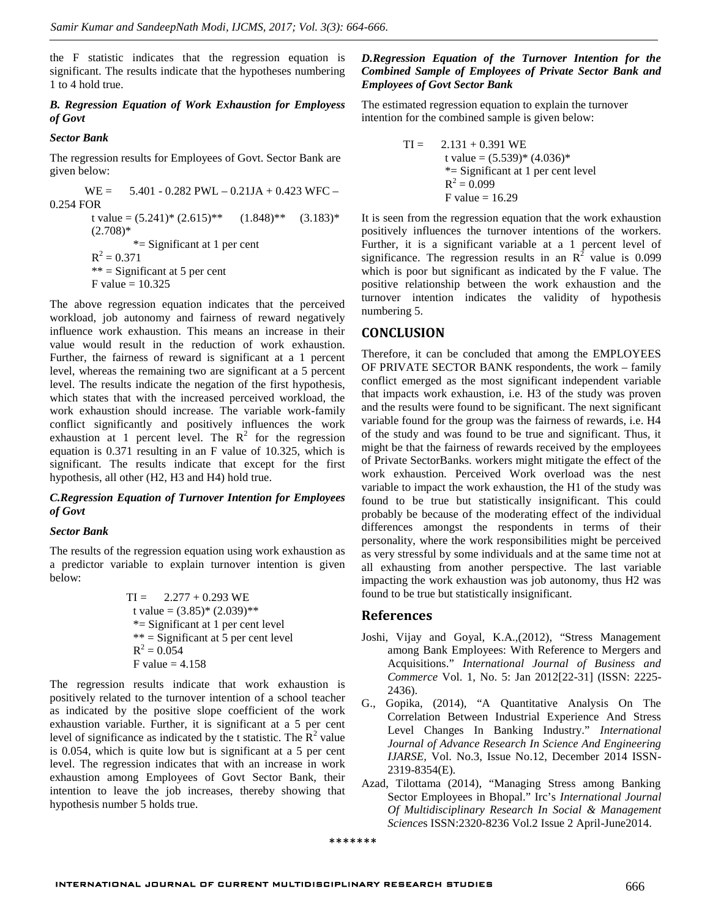the F statistic indicates that the regression equation is significant. The results indicate that the hypotheses numbering 1 to 4 hold true.

### *B. Regression Equation of Work Exhaustion for Employess of Govt*

### *Sector Bank*

The regression results for Employees of Govt. Sector Bank are given below:

WE = 5.401 - 0.282 PWL – 0.21JA + 0.423 WFC – 0.254 FOR

t value = (5.241)* (2.615)** (1.848)** (3.183)* (2.708)*

*= Significant at 1 per cent

$R^2 = 0.371$

** = Significant at 5 per cent

F value = 10.325

The above regression equation indicates that the perceived workload, job autonomy and fairness of reward negatively influence work exhaustion. This means an increase in their value would result in the reduction of work exhaustion. Further, the fairness of reward is significant at a 1 percent level, whereas the remaining two are significant at a 5 percent level. The results indicate the negation of the first hypothesis, which states that with the increased perceived workload, the work exhaustion should increase. The variable work-family conflict significantly and positively influences the work exhaustion at 1 percent level. The $R^2$ for the regression equation is 0.371 resulting in an F value of 10.325, which is significant. The results indicate that except for the first hypothesis, all other (H2, H3 and H4) hold true.

### *C.Regression Equation of Turnover Intention for Employees of Govt*

### *Sector Bank*

The results of the regression equation using work exhaustion as a predictor variable to explain turnover intention is given below:

TI = 2.277 + 0.293 WE

t value = (3.85)* (2.039)**

*= Significant at 1 per cent level

** = Significant at 5 per cent level

$R^2 = 0.054$

F value = 4.158

The regression results indicate that work exhaustion is positively related to the turnover intention of a school teacher as indicated by the positive slope coefficient of the work exhaustion variable. Further, it is significant at a 5 per cent level of significance as indicated by the t statistic. The $R^2$ value is 0.054, which is quite low but is significant at a 5 per cent level. The regression indicates that with an increase in work exhaustion among Employees of Govt Sector Bank, their intention to leave the job increases, thereby showing that hypothesis number 5 holds true.

### *D.Regression Equation of the Turnover Intention for the Combined Sample of Employees of Private Sector Bank and Employees of Govt Sector Bank*

The estimated regression equation to explain the turnover intention for the combined sample is given below:

TI = 2.131 + 0.391 WE

t value = (5.539)* (4.036)*

*= Significant at 1 per cent level

$R^2 = 0.099$

F value = 16.29

It is seen from the regression equation that the work exhaustion positively influences the turnover intentions of the workers. Further, it is a significant variable at a 1 percent level of significance. The regression results in an $R^2$ value is 0.099 which is poor but significant as indicated by the F value. The positive relationship between the work exhaustion and the turnover intention indicates the validity of hypothesis numbering 5.

## CONCLUSION

Therefore, it can be concluded that among the EMPLOYEES OF PRIVATE SECTOR BANK respondents, the work – family conflict emerged as the most significant independent variable that impacts work exhaustion, i.e. H3 of the study was proven and the results were found to be significant. The next significant variable found for the group was the fairness of rewards, i.e. H4 of the study and was found to be true and significant. Thus, it might be that the fairness of rewards received by the employees of Private SectorBanks. workers might mitigate the effect of the work exhaustion. Perceived Work overload was the nest variable to impact the work exhaustion, the H1 of the study was found to be true but statistically insignificant. This could probably be because of the moderating effect of the individual differences amongst the respondents in terms of their personality, where the work responsibilities might be perceived as very stressful by some individuals and at the same time not at all exhausting from another perspective. The last variable impacting the work exhaustion was job autonomy, thus H2 was found to be true but statistically insignificant.

## References

Joshi, Vijay and Goyal, K.A.,(2012), "Stress Management among Bank Employees: With Reference to Mergers and Acquisitions." *International Journal of Business and Commerce* Vol. 1, No. 5: Jan 2012[22-31] (ISSN: 2225-2436).

G., Gopika, (2014), "A Quantitative Analysis On The Correlation Between Industrial Experience And Stress Level Changes In Banking Industry." *International Journal of Advance Research In Science And Engineering IJARSE*, Vol. No.3, Issue No.12, December 2014 ISSN-2319-8354(E).

Azad, Tilottama (2014), "Managing Stress among Banking Sector Employees in Bhopal." Irc's *International Journal Of Multidisciplinary Research In Social & Management Sciences* ISSN:2320-8236 Vol.2 Issue 2 April-June2014.

*******